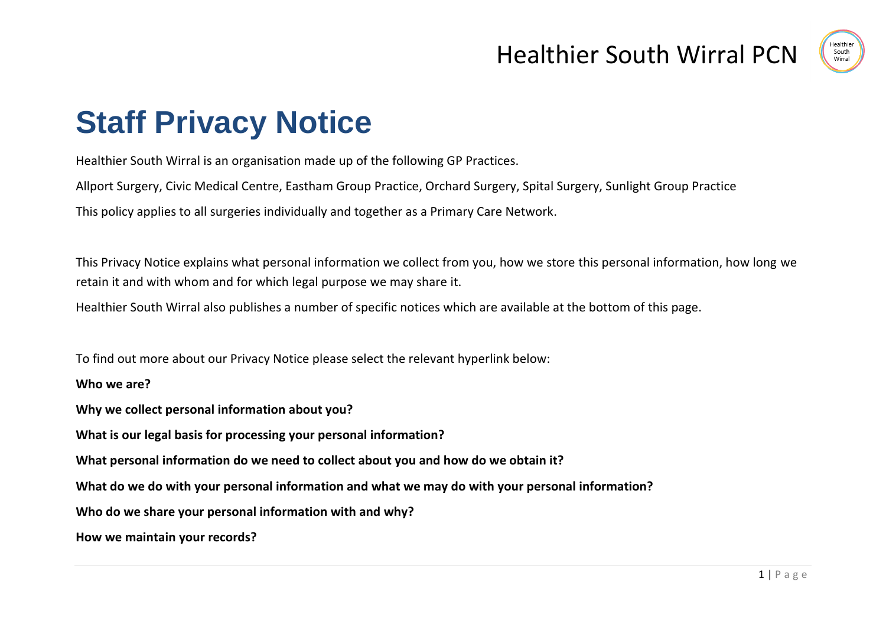# Staff Privacy Notice

Healthier South Wirral is an organisation made up of the following GP Practices.

Allport Surgery, Civic Medical Centre, Eastham Group Practice, Orchard Surgery, Spital Surgery, Sunlight Group Practice

This policy applies to all surgeries individually and together as a Primary Care Network.

This Privacy Notice explains what personal information we collect from you, how we store this personal information, how long we retain it and with whom and for which legal purpose we may share it.

Healthier South Wirral also publishes a number of specific notices which are available at the bottom of this page.

To find out more about our Privacy Notice please select the relevant hyperlink below:

**Who we are?**

**Why we collect personal information about you?**

**What is our legal basis for processing your personal information?**

**What personal information do we need to collect about you and how do we obtain it?**

**What do we do with your personal information and what we may do with your personal information?**

**Who do we share your personal information with and why?**

**How we maintain your records?**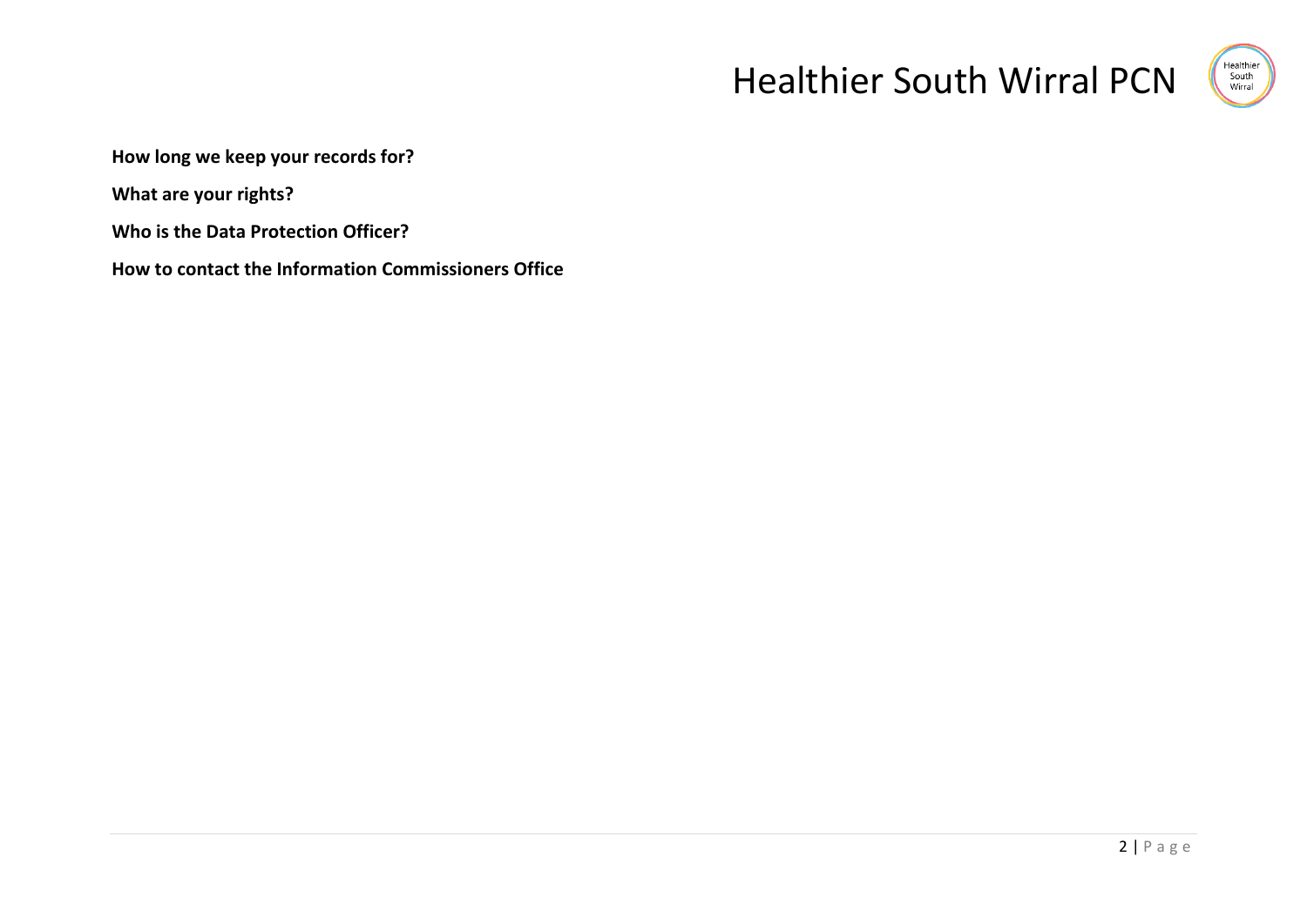**How long we keep your records for?**

**What are your rights?**

**Who is the Data Protection Officer?**

**How to contact the Information Commissioners Office**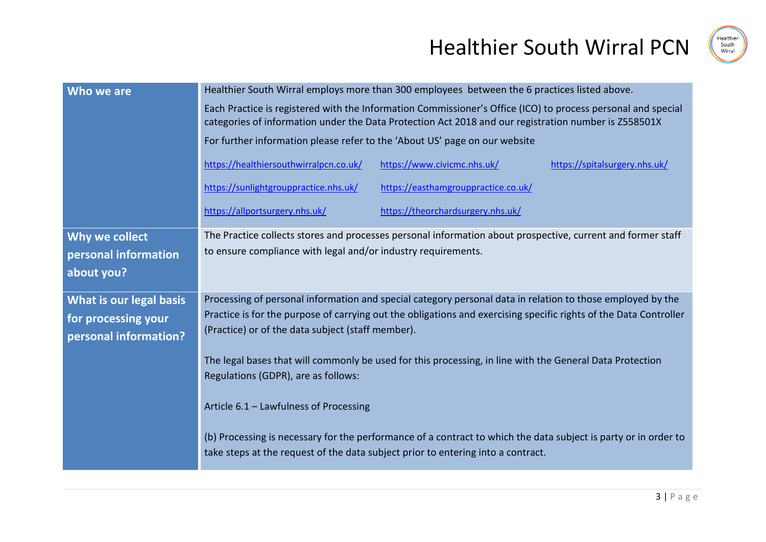| Who we are | Healthier South Wirral employs more than 300 employees between the 6 practices listed above.<br><br>Each Practice is registered with the Information Commissioner's Office (ICO) to process personal and special categories of information under the Data Protection Act 2018 and our registration number is Z558501X<br><br>For further information please refer to the 'About US' page on our website<br><br>https://healthiersouthwirralpcn.co.uk/ https://www.civicmc.nhs.uk/ https://spitalsurgery.nhs.uk/<br><br>https://sunlightgrouppractice.nhs.uk/ https://easthamgrouppractice.co.uk/<br><br>https://allportsurgery.nhs.uk/ https://theorchardsurgery.nhs.uk/ |
|---|---|
| **Why we collect personal information about you?** | The Practice collects stores and processes personal information about prospective, current and former staff to ensure compliance with legal and/or industry requirements. |
| **What is our legal basis for processing your personal information?** | Processing of personal information and special category personal data in relation to those employed by the Practice is for the purpose of carrying out the obligations and exercising specific rights of the Data Controller (Practice) or of the data subject (staff member).<br><br>The legal bases that will commonly be used for this processing, in line with the General Data Protection Regulations (GDPR), are as follows:<br><br>Article 6.1 – Lawfulness of Processing<br><br>(b) Processing is necessary for the performance of a contract to which the data subject is party or in order to take steps at the request of the data subject prior to entering into a contract. |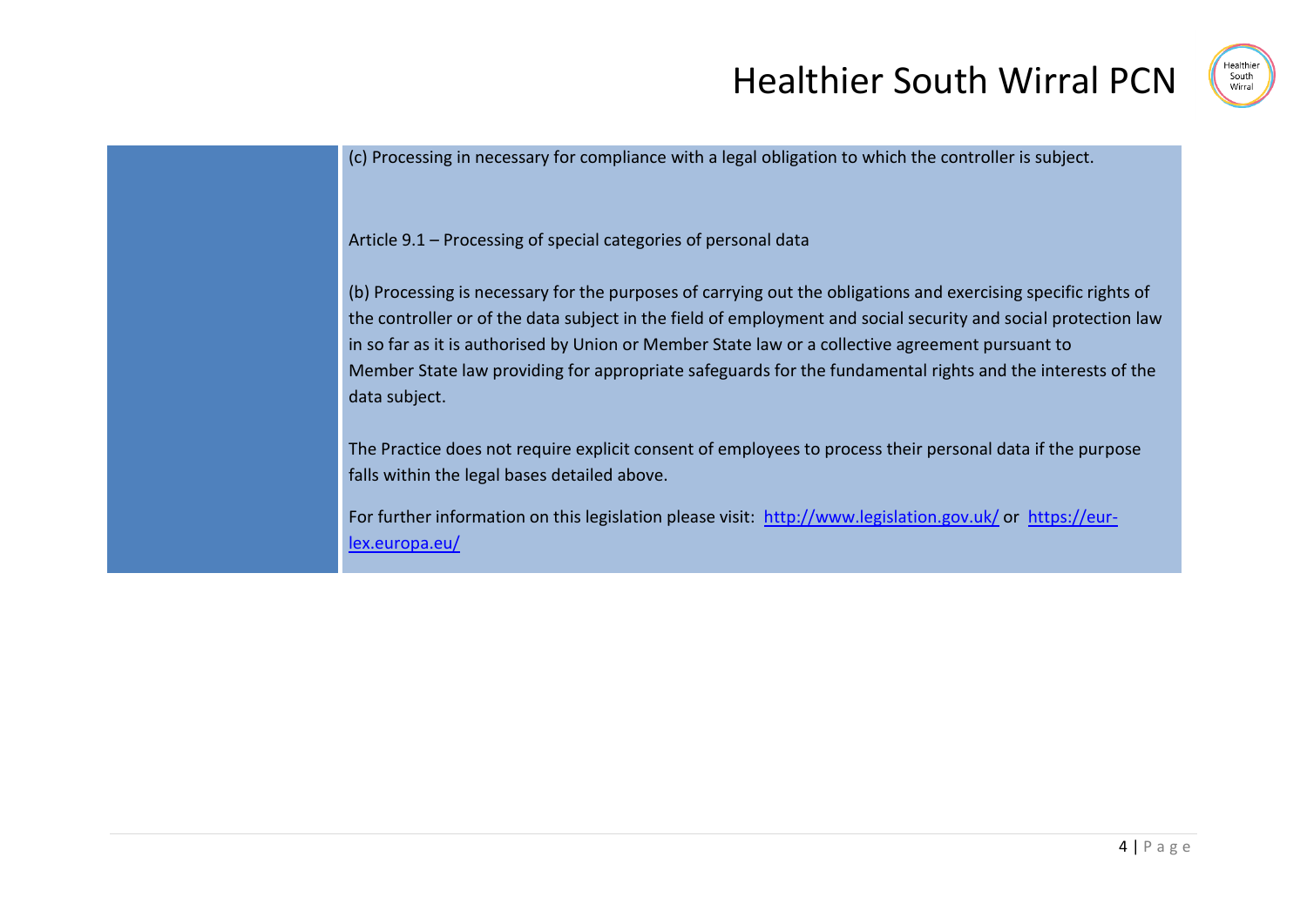(c) Processing in necessary for compliance with a legal obligation to which the controller is subject.

Article 9.1 – Processing of special categories of personal data

(b) Processing is necessary for the purposes of carrying out the obligations and exercising specific rights of the controller or of the data subject in the field of employment and social security and social protection law in so far as it is authorised by Union or Member State law or a collective agreement pursuant to Member State law providing for appropriate safeguards for the fundamental rights and the interests of the data subject.

The Practice does not require explicit consent of employees to process their personal data if the purpose falls within the legal bases detailed above.

For further information on this legislation please visit: http://www.legislation.gov.uk/ or https://eur-lex.europa.eu/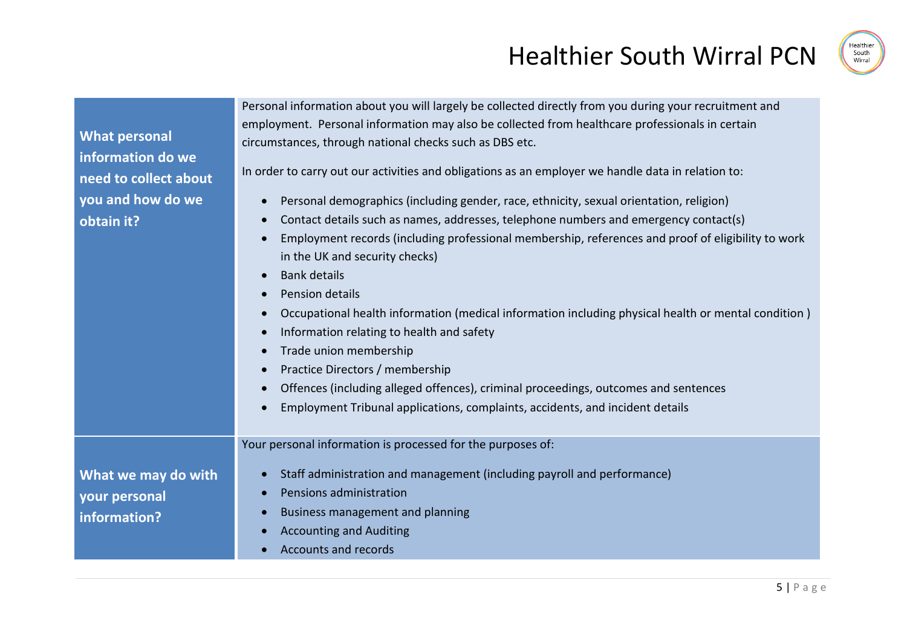| | |
|---|---|
| **What personal information do we need to collect about you and how do we obtain it?** | Personal information about you will largely be collected directly from you during your recruitment and employment. Personal information may also be collected from healthcare professionals in certain circumstances, through national checks such as DBS etc.<br><br>In order to carry out our activities and obligations as an employer we handle data in relation to:<br><br>• Personal demographics (including gender, race, ethnicity, sexual orientation, religion)<br>• Contact details such as names, addresses, telephone numbers and emergency contact(s)<br>• Employment records (including professional membership, references and proof of eligibility to work in the UK and security checks)<br>• Bank details<br>• Pension details<br>• Occupational health information (medical information including physical health or mental condition )<br>• Information relating to health and safety<br>• Trade union membership<br>• Practice Directors / membership<br>• Offences (including alleged offences), criminal proceedings, outcomes and sentences<br>• Employment Tribunal applications, complaints, accidents, and incident details |
| **What we may do with your personal information?** | Your personal information is processed for the purposes of:<br><br>• Staff administration and management (including payroll and performance)<br>• Pensions administration<br>• Business management and planning<br>• Accounting and Auditing<br>• Accounts and records |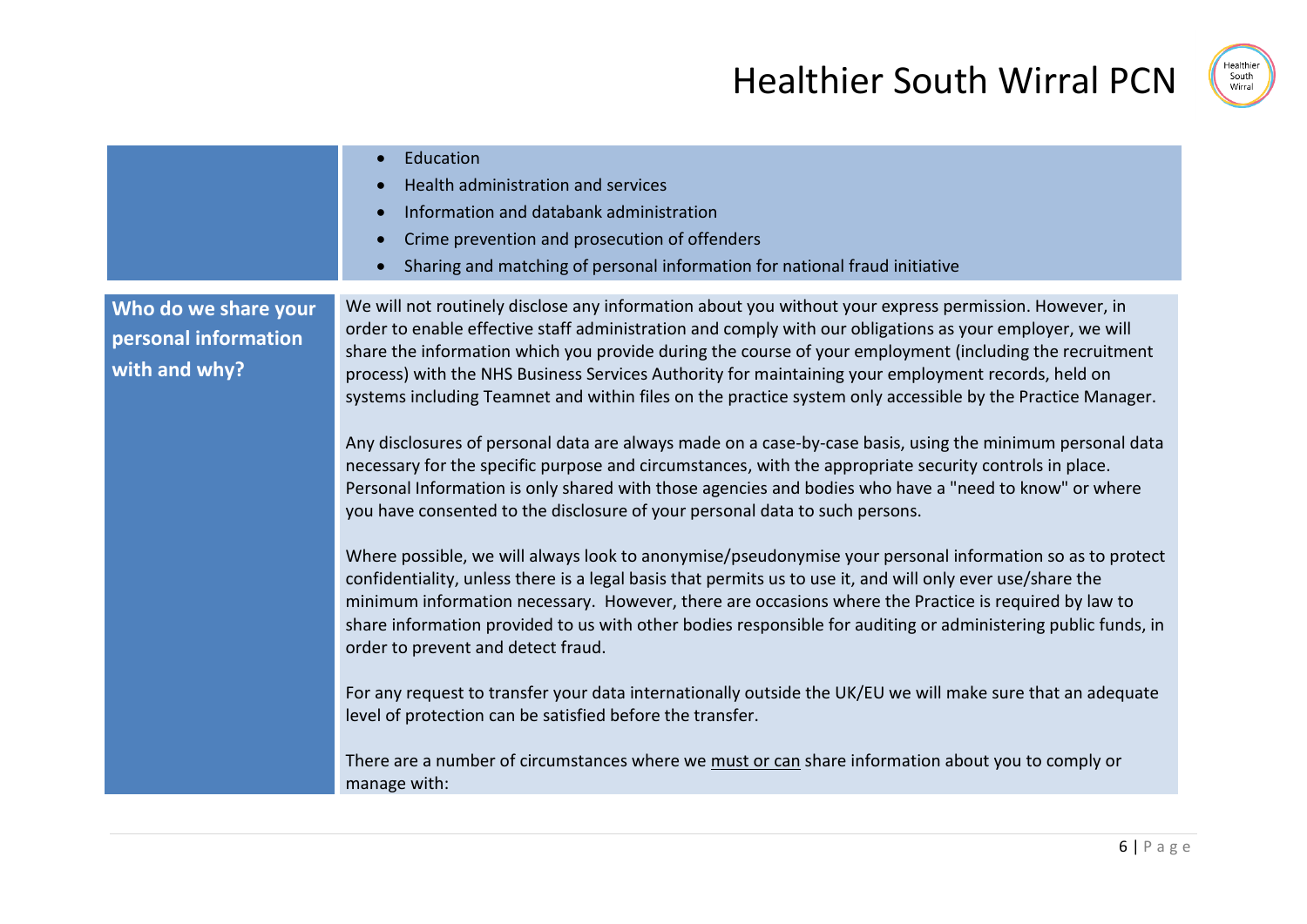| | |
|---|---|
| | • Education<br>• Health administration and services<br>• Information and databank administration<br>• Crime prevention and prosecution of offenders<br>• Sharing and matching of personal information for national fraud initiative |
| **Who do we share your personal information with and why?** | We will not routinely disclose any information about you without your express permission. However, in order to enable effective staff administration and comply with our obligations as your employer, we will share the information which you provide during the course of your employment (including the recruitment process) with the NHS Business Services Authority for maintaining your employment records, held on systems including Teamnet and within files on the practice system only accessible by the Practice Manager.<br><br>Any disclosures of personal data are always made on a case-by-case basis, using the minimum personal data necessary for the specific purpose and circumstances, with the appropriate security controls in place. Personal Information is only shared with those agencies and bodies who have a "need to know" or where you have consented to the disclosure of your personal data to such persons.<br><br>Where possible, we will always look to anonymise/pseudonymise your personal information so as to protect confidentiality, unless there is a legal basis that permits us to use it, and will only ever use/share the minimum information necessary. However, there are occasions where the Practice is required by law to share information provided to us with other bodies responsible for auditing or administering public funds, in order to prevent and detect fraud.<br><br>For any request to transfer your data internationally outside the UK/EU we will make sure that an adequate level of protection can be satisfied before the transfer.<br><br>There are a number of circumstances where we must or can share information about you to comply or manage with: |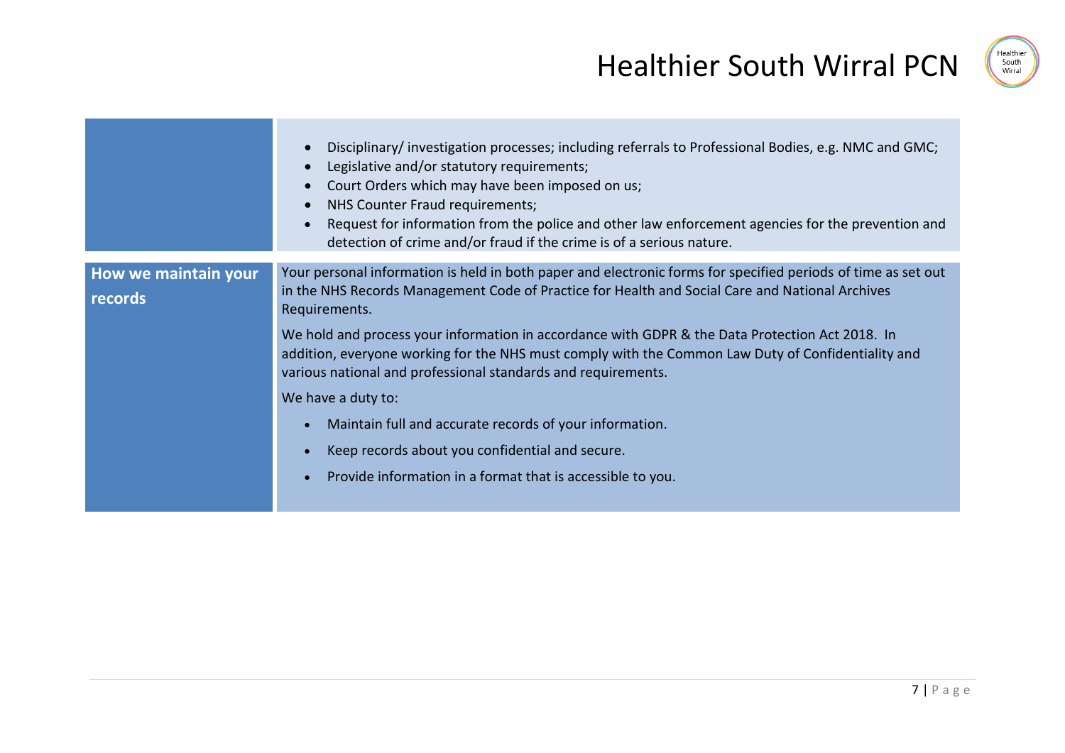| | |
|---|---|
| | • Disciplinary/ investigation processes; including referrals to Professional Bodies, e.g. NMC and GMC;<br>• Legislative and/or statutory requirements;<br>• Court Orders which may have been imposed on us;<br>• NHS Counter Fraud requirements;<br>• Request for information from the police and other law enforcement agencies for the prevention and detection of crime and/or fraud if the crime is of a serious nature. |
| **How we maintain your records** | Your personal information is held in both paper and electronic forms for specified periods of time as set out in the NHS Records Management Code of Practice for Health and Social Care and National Archives Requirements.<br><br>We hold and process your information in accordance with GDPR & the Data Protection Act 2018. In addition, everyone working for the NHS must comply with the Common Law Duty of Confidentiality and various national and professional standards and requirements.<br><br>We have a duty to:<br>• Maintain full and accurate records of your information.<br>• Keep records about you confidential and secure.<br>• Provide information in a format that is accessible to you. |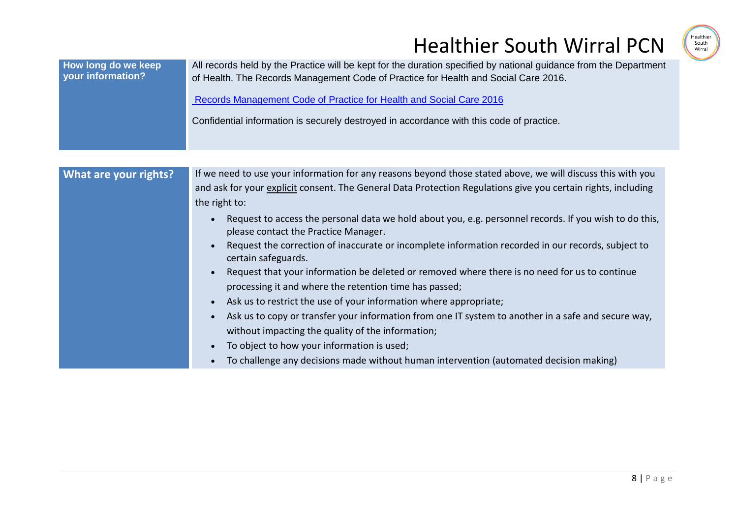| How long do we keep your information? | All records held by the Practice will be kept for the duration specified by national guidance from the Department of Health. The Records Management Code of Practice for Health and Social Care 2016.<br><br>[Records Management Code of Practice for Health and Social Care 2016]()<br><br>Confidential information is securely destroyed in accordance with this code of practice. |
|---|---|

| What are your rights? | If we need to use your information for any reasons beyond those stated above, we will discuss this with you and ask for your explicit consent. The General Data Protection Regulations give you certain rights, including the right to:<br>• Request to access the personal data we hold about you, e.g. personnel records. If you wish to do this, please contact the Practice Manager.<br>• Request the correction of inaccurate or incomplete information recorded in our records, subject to certain safeguards.<br>• Request that your information be deleted or removed where there is no need for us to continue processing it and where the retention time has passed;<br>• Ask us to restrict the use of your information where appropriate;<br>• Ask us to copy or transfer your information from one IT system to another in a safe and secure way, without impacting the quality of the information;<br>• To object to how your information is used;<br>• To challenge any decisions made without human intervention (automated decision making) |
|---|---|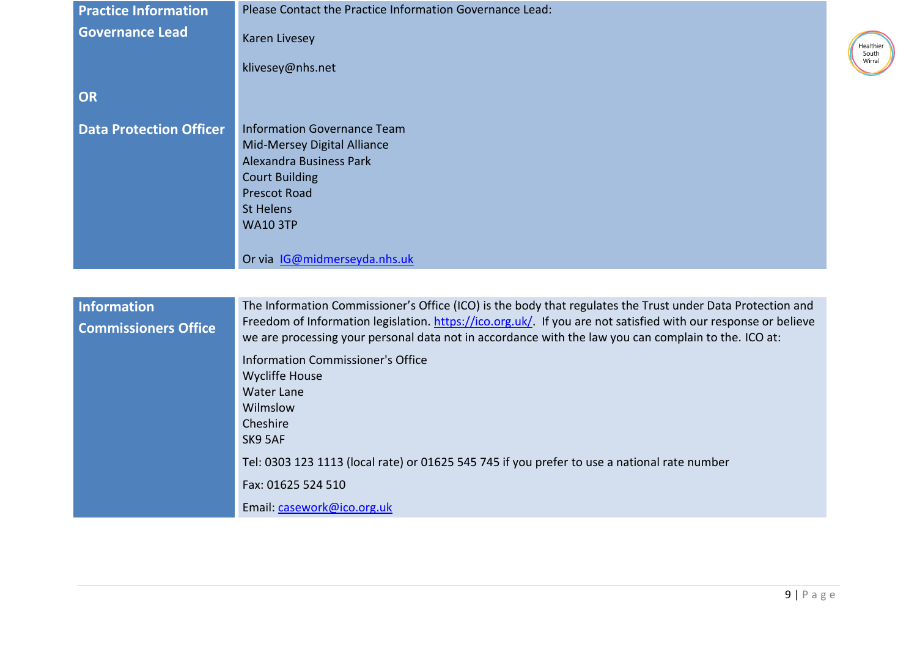| | |
|---|---|
| **Practice Information Governance Lead**<br><br>**OR**<br><br>**Data Protection Officer** | Please Contact the Practice Information Governance Lead:<br><br>Karen Livesey<br><br>klivesey@nhs.net<br><br>Information Governance Team<br>Mid-Mersey Digital Alliance<br>Alexandra Business Park<br>Court Building<br>Prescot Road<br>St Helens<br>WA10 3TP<br><br>Or via IG@midmerseyda.nhs.uk |

| | |
|---|---|
| **Information Commissioners Office** | The Information Commissioner's Office (ICO) is the body that regulates the Trust under Data Protection and Freedom of Information legislation. https://ico.org.uk/. If you are not satisfied with our response or believe we are processing your personal data not in accordance with the law you can complain to the. ICO at:<br><br>Information Commissioner's Office<br>Wycliffe House<br>Water Lane<br>Wilmslow<br>Cheshire<br>SK9 5AF<br><br>Tel: 0303 123 1113 (local rate) or 01625 545 745 if you prefer to use a national rate number<br><br>Fax: 01625 524 510<br><br>Email: casework@ico.org.uk |